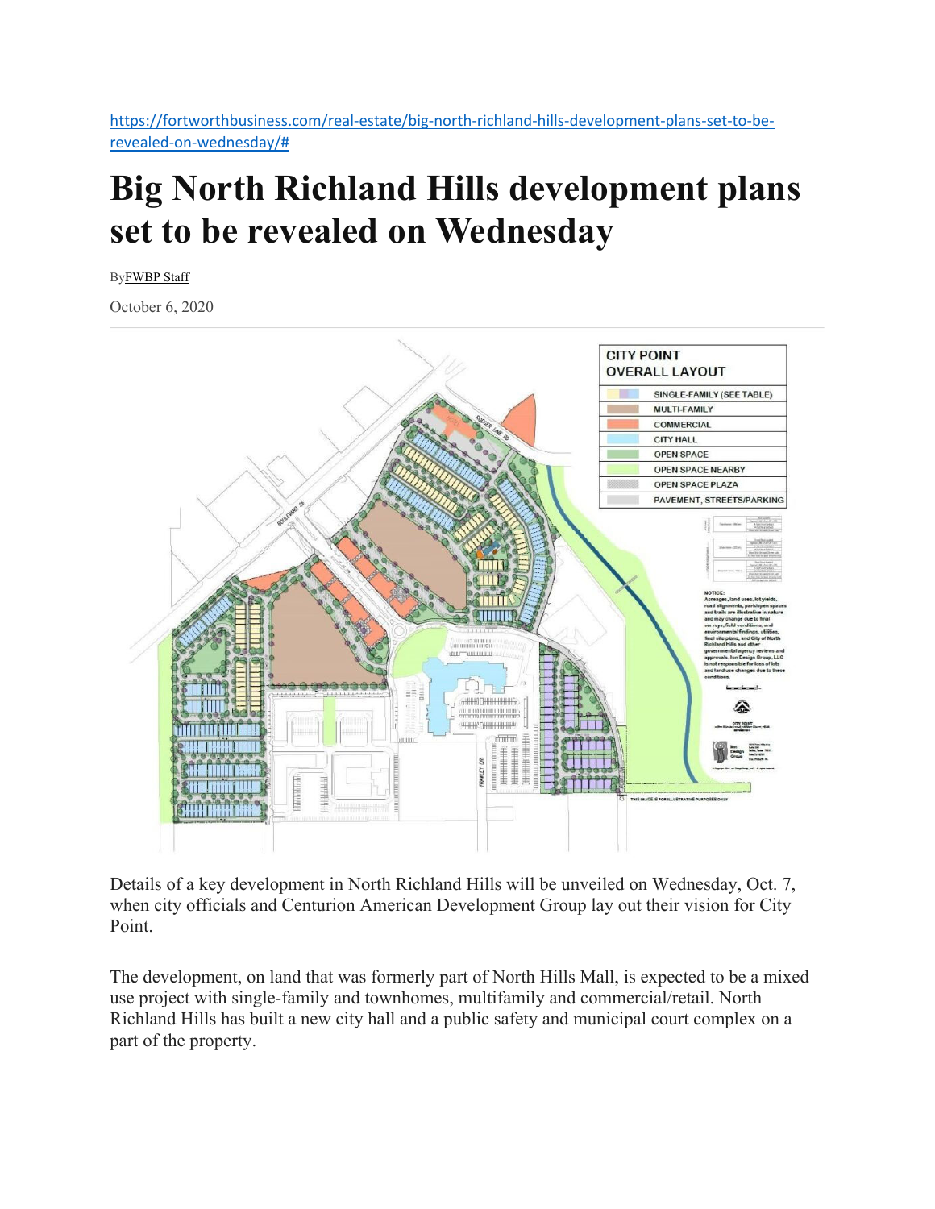https://fortworthbusiness.com/real-estate/big-north-richland-hills-development-plans-set-to-be-revealed-on-wednesday/#

# Big North Richland Hills development plans set to be revealed on Wednesday

By FWBP Staff

October 6, 2020

Details of a key development in North Richland Hills will be unveiled on Wednesday, Oct. 7, when city officials and Centurion American Development Group lay out their vision for City Point.

The development, on land that was formerly part of North Hills Mall, is expected to be a mixed use project with single-family and townhomes, multifamily and commercial/retail. North Richland Hills has built a new city hall and a public safety and municipal court complex on a part of the property.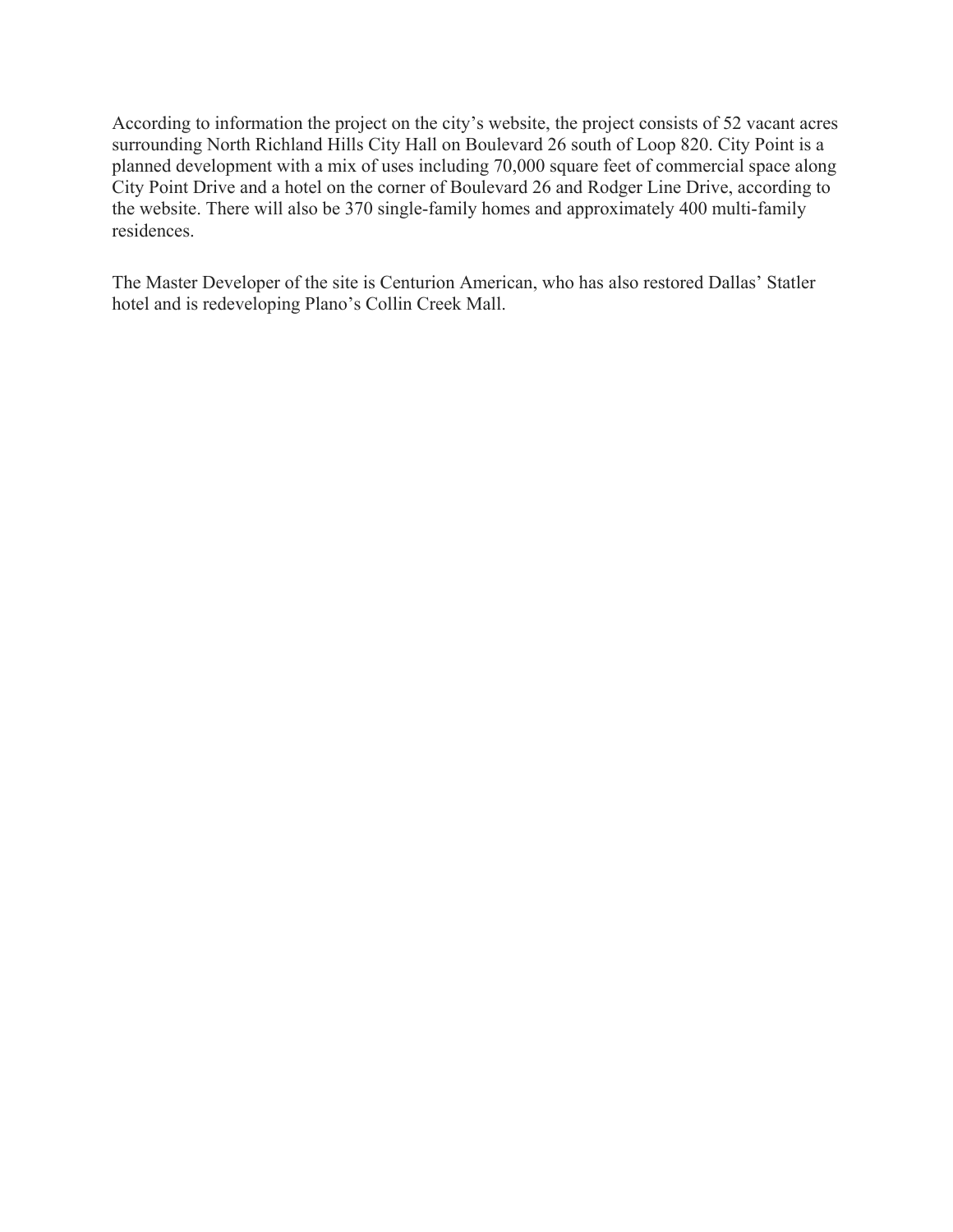According to information the project on the city's website, the project consists of 52 vacant acres surrounding North Richland Hills City Hall on Boulevard 26 south of Loop 820. City Point is a planned development with a mix of uses including 70,000 square feet of commercial space along City Point Drive and a hotel on the corner of Boulevard 26 and Rodger Line Drive, according to the website. There will also be 370 single-family homes and approximately 400 multi-family residences.

The Master Developer of the site is Centurion American, who has also restored Dallas' Statler hotel and is redeveloping Plano's Collin Creek Mall.